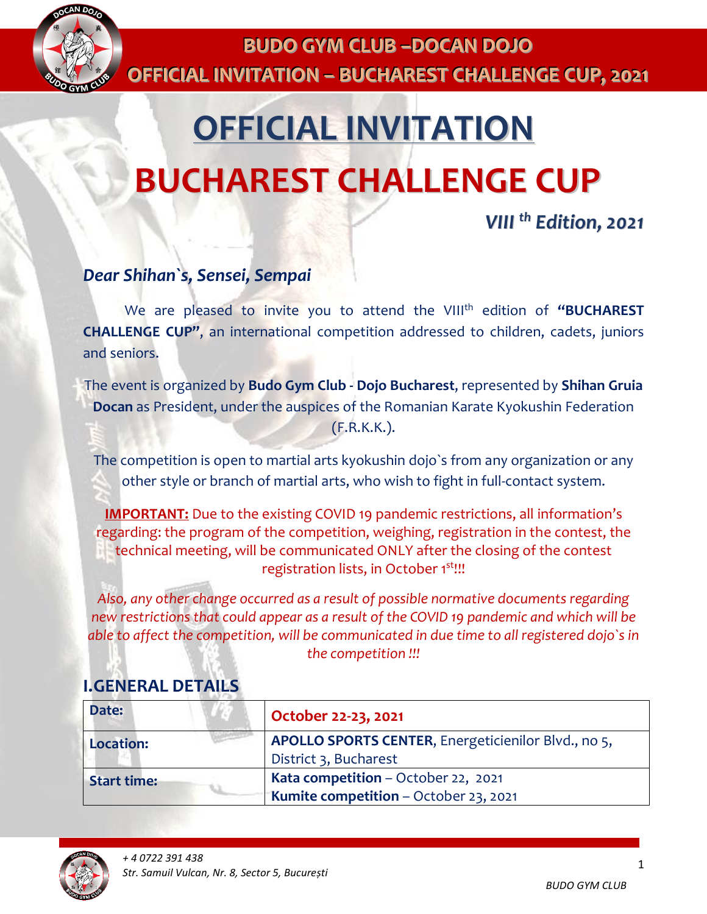# OFFICIAL INVITATION

# BUCHAREST CHALLENGE CUP

### *VIII th Edition, 2021*

***Dear Shihan`s, Sensei, Sempai***

We are pleased to invite you to attend the VIII[th] edition of **"BUCHAREST CHALLENGE CUP"**, an international competition addressed to children, cadets, juniors and seniors.

The event is organized by **Budo Gym Club - Dojo Bucharest**, represented by **Shihan Gruia Docan** as President, under the auspices of the Romanian Karate Kyokushin Federation (F.R.K.K.).

The competition is open to martial arts kyokushin dojo`s from any organization or any other style or branch of martial arts, who wish to fight in full-contact system.

**IMPORTANT:** Due to the existing COVID 19 pandemic restrictions, all information's regarding: the program of the competition, weighing, registration in the contest, the technical meeting, will be communicated ONLY after the closing of the contest registration lists, in October 1[st]!!!

*Also, any other change occurred as a result of possible normative documents regarding new restrictions that could appear as a result of the COVID 19 pandemic and which will be able to affect the competition, will be communicated in due time to all registered dojo`s in the competition !!!*

## I.GENERAL DETAILS

| | |
|---|---|
| **Date:** | **October 22-23, 2021** |
| **Location:** | **APOLLO SPORTS CENTER**, Energeticienilor Blvd., no 5, District 3, Bucharest |
| **Start time:** | **Kata competition** – October 22, 2021<br>**Kumite competition** – October 23, 2021 |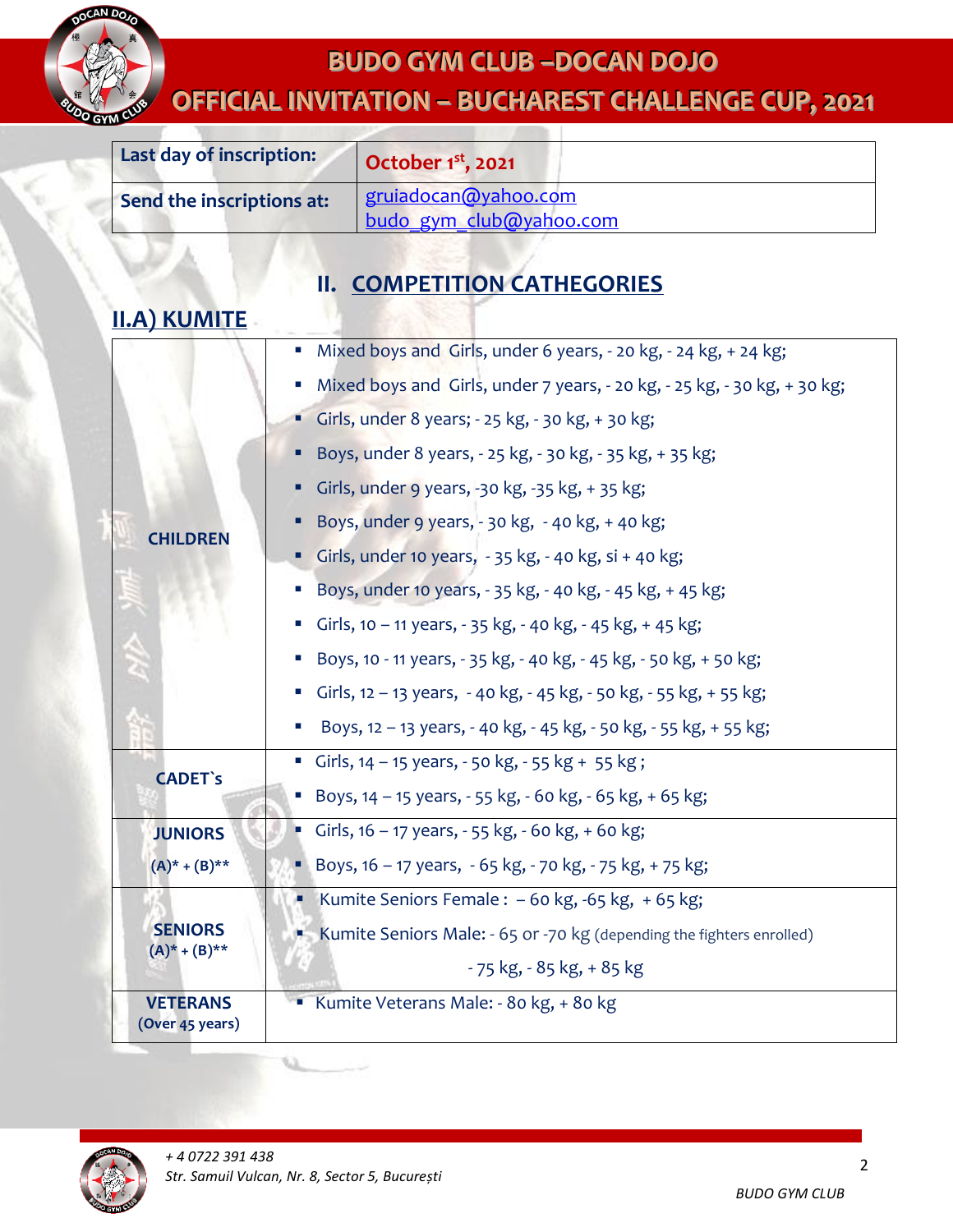| Last day of inscription: | October 1st, 2021 |
|---|---|
| Send the inscriptions at: | gruiadocan@yahoo.com<br>budo_gym_club@yahoo.com |

## II. COMPETITION CATHEGORIES

### II.A) KUMITE

| | |
|---|---|
| **CHILDREN** | ▪ Mixed boys and Girls, under 6 years, - 20 kg, - 24 kg, + 24 kg;<br>▪ Mixed boys and Girls, under 7 years, - 20 kg, - 25 kg, - 30 kg, + 30 kg;<br>▪ Girls, under 8 years; - 25 kg, - 30 kg, + 30 kg;<br>▪ Boys, under 8 years, - 25 kg, - 30 kg, - 35 kg, + 35 kg;<br>▪ Girls, under 9 years, -30 kg, -35 kg, + 35 kg;<br>▪ Boys, under 9 years, - 30 kg, - 40 kg, + 40 kg;<br>▪ Girls, under 10 years, - 35 kg, - 40 kg, si + 40 kg;<br>▪ Boys, under 10 years, - 35 kg, - 40 kg, - 45 kg, + 45 kg;<br>▪ Girls, 10 – 11 years, - 35 kg, - 40 kg, - 45 kg, + 45 kg;<br>▪ Boys, 10 - 11 years, - 35 kg, - 40 kg, - 45 kg, - 50 kg, + 50 kg;<br>▪ Girls, 12 – 13 years, - 40 kg, - 45 kg, - 50 kg, - 55 kg, + 55 kg;<br>▪ Boys, 12 – 13 years, - 40 kg, - 45 kg, - 50 kg, - 55 kg, + 55 kg; |
| **CADET`s** | ▪ Girls, 14 – 15 years, - 50 kg, - 55 kg + 55 kg ;<br>▪ Boys, 14 – 15 years, - 55 kg, - 60 kg, - 65 kg, + 65 kg; |
| **JUNIORS**<br>**(A)* + (B)**** | ▪ Girls, 16 – 17 years, - 55 kg, - 60 kg, + 60 kg;<br>▪ Boys, 16 – 17 years, - 65 kg, - 70 kg, - 75 kg, + 75 kg; |
| **SENIORS**<br>**(A)* + (B)**** | ▪ Kumite Seniors Female : – 60 kg, -65 kg, + 65 kg;<br>▪ Kumite Seniors Male: - 65 or -70 kg (depending the fighters enrolled)<br>- 75 kg, - 85 kg, + 85 kg |
| **VETERANS**<br>**(Over 45 years)** | ▪ Kumite Veterans Male: - 80 kg, + 80 kg |

*+ 4 0722 391 438*
*Str. Samuil Vulcan, Nr. 8, Sector 5, București*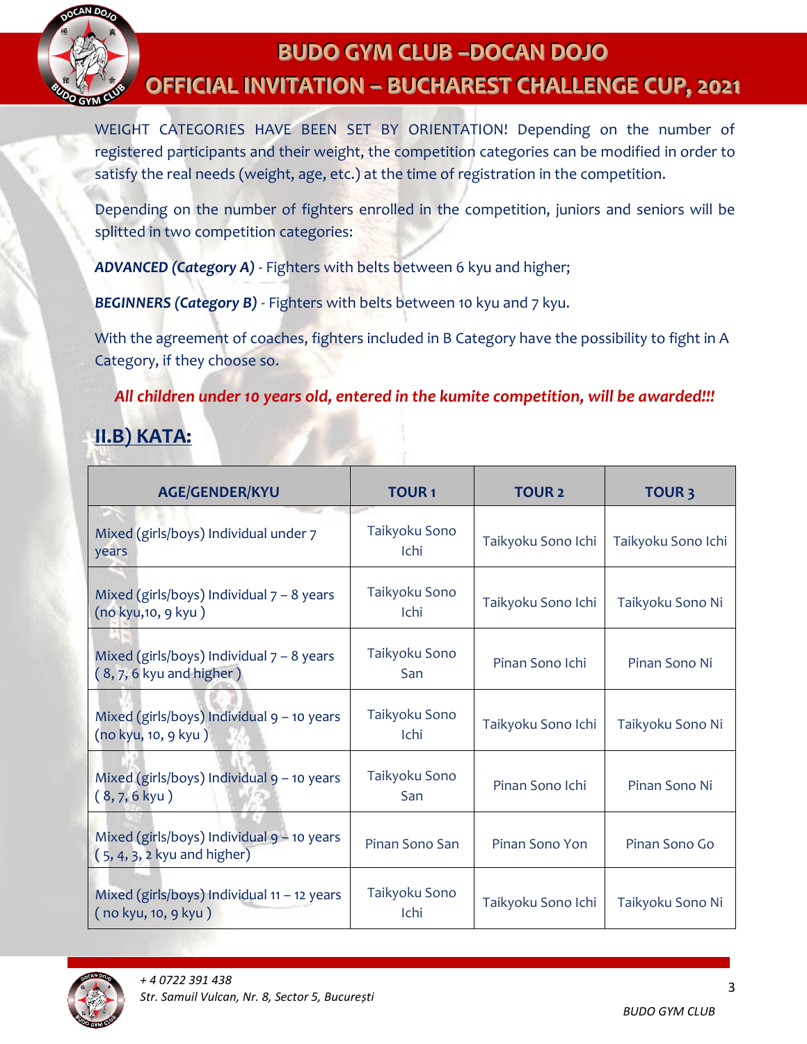WEIGHT CATEGORIES HAVE BEEN SET BY ORIENTATION! Depending on the number of registered participants and their weight, the competition categories can be modified in order to satisfy the real needs (weight, age, etc.) at the time of registration in the competition.

Depending on the number of fighters enrolled in the competition, juniors and seniors will be splitted in two competition categories:

***ADVANCED (Category A)*** - Fighters with belts between 6 kyu and higher;

***BEGINNERS (Category B)*** - Fighters with belts between 10 kyu and 7 kyu.

With the agreement of coaches, fighters included in B Category have the possibility to fight in A Category, if they choose so.

***All children under 10 years old, entered in the kumite competition, will be awarded!!!***

## II.B) KATA:

| AGE/GENDER/KYU | TOUR 1 | TOUR 2 | TOUR 3 |
|---|---|---|---|
| Mixed (girls/boys) Individual under 7 years | Taikyoku Sono Ichi | Taikyoku Sono Ichi | Taikyoku Sono Ichi |
| Mixed (girls/boys) Individual 7 – 8 years (no kyu,10, 9 kyu ) | Taikyoku Sono Ichi | Taikyoku Sono Ichi | Taikyoku Sono Ni |
| Mixed (girls/boys) Individual 7 – 8 years ( 8, 7, 6 kyu and higher ) | Taikyoku Sono San | Pinan Sono Ichi | Pinan Sono Ni |
| Mixed (girls/boys) Individual 9 – 10 years (no kyu, 10, 9 kyu ) | Taikyoku Sono Ichi | Taikyoku Sono Ichi | Taikyoku Sono Ni |
| Mixed (girls/boys) Individual 9 – 10 years ( 8, 7, 6 kyu ) | Taikyoku Sono San | Pinan Sono Ichi | Pinan Sono Ni |
| Mixed (girls/boys) Individual 9 – 10 years ( 5, 4, 3, 2 kyu and higher) | Pinan Sono San | Pinan Sono Yon | Pinan Sono Go |
| Mixed (girls/boys) Individual 11 – 12 years ( no kyu, 10, 9 kyu ) | Taikyoku Sono Ichi | Taikyoku Sono Ichi | Taikyoku Sono Ni |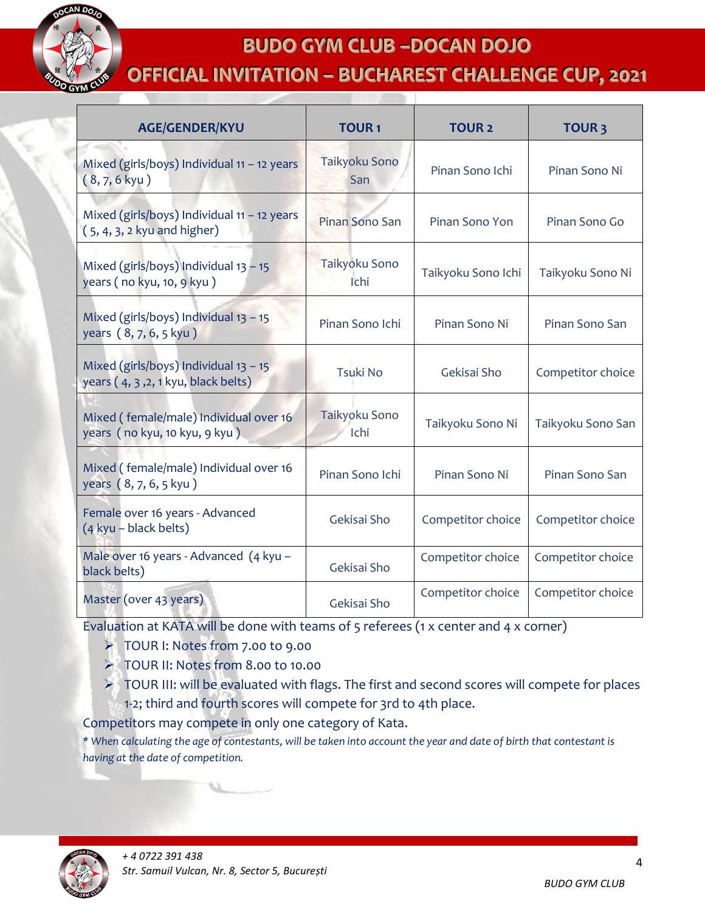| AGE/GENDER/KYU | TOUR 1 | TOUR 2 | TOUR 3 |
|---|---|---|---|
| Mixed (girls/boys) Individual 11 – 12 years ( 8, 7, 6 kyu ) | Taikyoku Sono San | Pinan Sono Ichi | Pinan Sono Ni |
| Mixed (girls/boys) Individual 11 – 12 years ( 5, 4, 3, 2 kyu and higher) | Pinan Sono San | Pinan Sono Yon | Pinan Sono Go |
| Mixed (girls/boys) Individual 13 – 15 years ( no kyu, 10, 9 kyu ) | Taikyoku Sono Ichi | Taikyoku Sono Ichi | Taikyoku Sono Ni |
| Mixed (girls/boys) Individual 13 – 15 years ( 8, 7, 6, 5 kyu ) | Pinan Sono Ichi | Pinan Sono Ni | Pinan Sono San |
| Mixed (girls/boys) Individual 13 – 15 years ( 4, 3 ,2, 1 kyu, black belts) | Tsuki No | Gekisai Sho | Competitor choice |
| Mixed ( female/male) Individual over 16 years ( no kyu, 10 kyu, 9 kyu ) | Taikyoku Sono Ichi | Taikyoku Sono Ni | Taikyoku Sono San |
| Mixed ( female/male) Individual over 16 years ( 8, 7, 6, 5 kyu ) | Pinan Sono Ichi | Pinan Sono Ni | Pinan Sono San |
| Female over 16 years - Advanced (4 kyu – black belts) | Gekisai Sho | Competitor choice | Competitor choice |
| Male over 16 years - Advanced (4 kyu – black belts) | Gekisai Sho | Competitor choice | Competitor choice |
| Master (over 43 years) | Gekisai Sho | Competitor choice | Competitor choice |

Evaluation at KATA will be done with teams of 5 referees (1 x center and 4 x corner)

- TOUR I: Notes from 7.00 to 9.00
- TOUR II: Notes from 8.00 to 10.00
- TOUR III: will be evaluated with flags. The first and second scores will compete for places 1-2; third and fourth scores will compete for 3rd to 4th place.

Competitors may compete in only one category of Kata.

*\* When calculating the age of contestants, will be taken into account the year and date of birth that contestant is having at the date of competition.*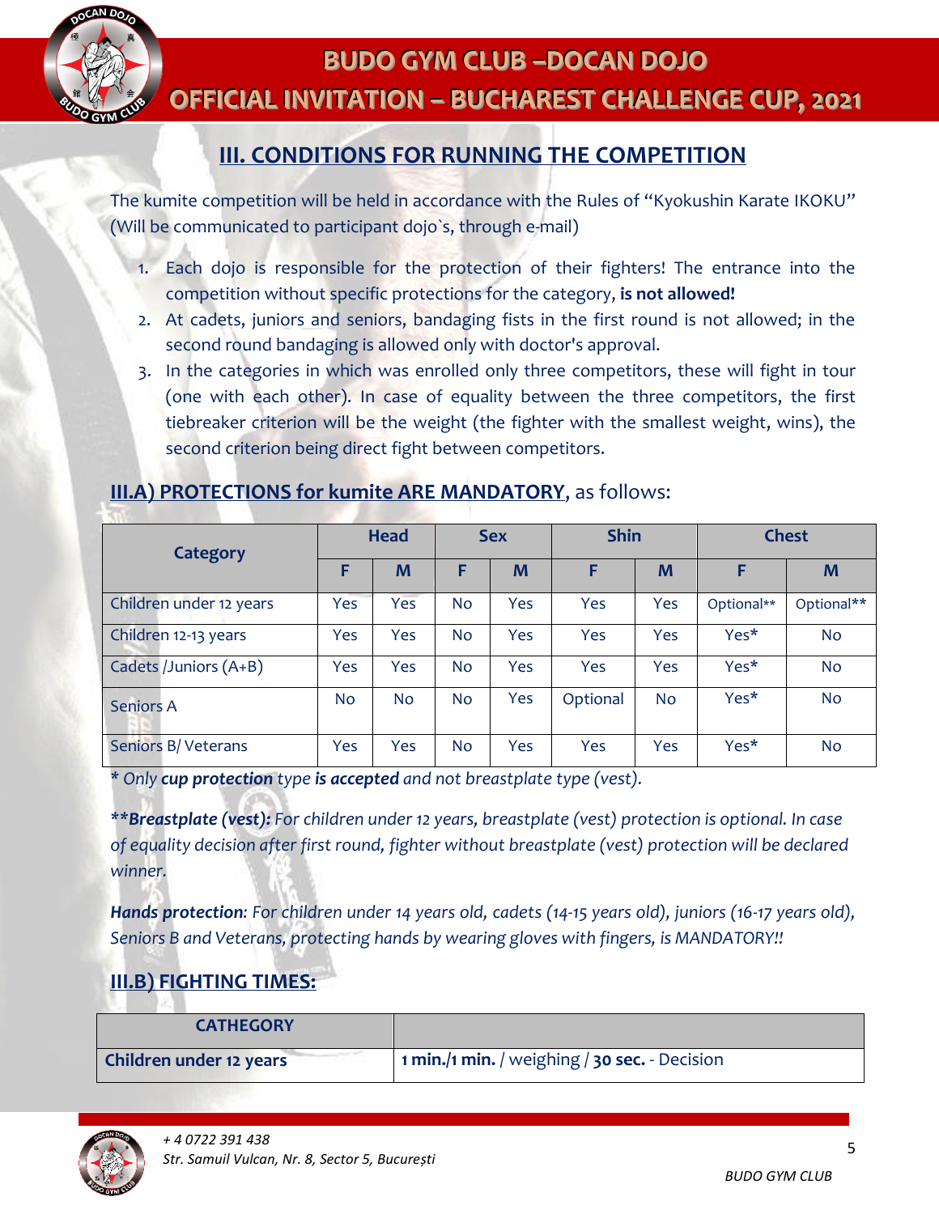## III. CONDITIONS FOR RUNNING THE COMPETITION

The kumite competition will be held in accordance with the Rules of "Kyokushin Karate IKOKU" (Will be communicated to participant dojo`s, through e-mail)

1. Each dojo is responsible for the protection of their fighters! The entrance into the competition without specific protections for the category, **is not allowed!**
2. At cadets, juniors and seniors, bandaging fists in the first round is not allowed; in the second round bandaging is allowed only with doctor's approval.
3. In the categories in which was enrolled only three competitors, these will fight in tour (one with each other). In case of equality between the three competitors, the first tiebreaker criterion will be the weight (the fighter with the smallest weight, wins), the second criterion being direct fight between competitors.

### III.A) PROTECTIONS for kumite ARE MANDATORY, as follows:

| Category | Head | | Sex | | Shin | | Chest | |
|---|---|---|---|---|---|---|---|---|
| | F | M | F | M | F | M | F | M |
| Children under 12 years | Yes | Yes | No | Yes | Yes | Yes | Optional** | Optional** |
| Children 12-13 years | Yes | Yes | No | Yes | Yes | Yes | Yes* | No |
| Cadets /Juniors (A+B) | Yes | Yes | No | Yes | Yes | Yes | Yes* | No |
| Seniors A | No | No | No | Yes | Optional | No | Yes* | No |
| Seniors B/ Veterans | Yes | Yes | No | Yes | Yes | Yes | Yes* | No |

*\* Only **cup protection** type **is accepted** and not breastplate type (vest).*

*\*\***Breastplate (vest):** For children under 12 years, breastplate (vest) protection is optional. In case of equality decision after first round, fighter without breastplate (vest) protection will be declared winner.*

***Hands protection**: For children under 14 years old, cadets (14-15 years old), juniors (16-17 years old), Seniors B and Veterans, protecting hands by wearing gloves with fingers, is MANDATORY!!*

### III.B) FIGHTING TIMES:

| CATHEGORY | |
|---|---|
| **Children under 12 years** | **1 min./1 min.** / weighing / **30 sec.** - Decision |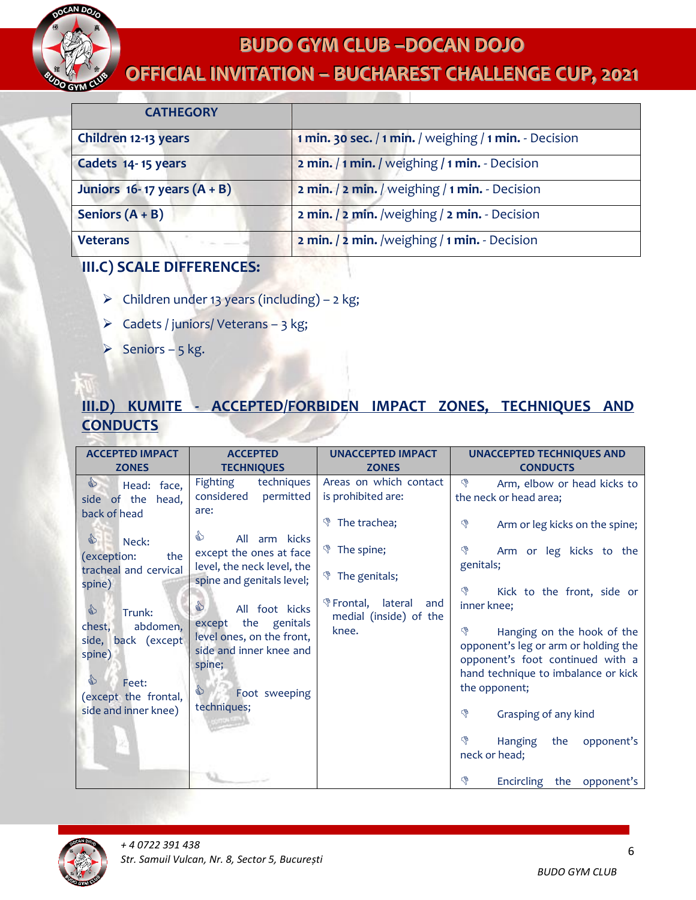| CATHEGORY | |
|---|---|
| **Children 12-13 years** | **1 min. 30 sec.** / **1 min.** / weighing / **1 min.** - Decision |
| **Cadets 14- 15 years** | **2 min.** / **1 min.** / weighing / **1 min.** - Decision |
| **Juniors 16- 17 years (A + B)** | **2 min.** / **2 min.** / weighing / **1 min.** - Decision |
| **Seniors (A + B)** | **2 min.** / **2 min.** /weighing / **2 min.** - Decision |
| **Veterans** | **2 min.** / **2 min.** /weighing / **1 min.** - Decision |

## III.C) SCALE DIFFERENCES:

- Children under 13 years (including) – 2 kg;
- Cadets / juniors/ Veterans – 3 kg;
- Seniors – 5 kg.

## III.D) KUMITE - ACCEPTED/FORBIDEN IMPACT ZONES, TECHNIQUES AND CONDUCTS

| ACCEPTED IMPACT ZONES | ACCEPTED TECHNIQUES | UNACCEPTED IMPACT ZONES | UNACCEPTED TECHNIQUES AND CONDUCTS |
|---|---|---|---|
| Head: face, side of the head, back of head<br><br>Neck: (exception: the tracheal and cervical spine)<br><br>Trunk: chest, abdomen, side, back (except spine)<br><br>Feet: (except the frontal, side and inner knee) | Fighting techniques considered permitted are:<br><br>All arm kicks except the ones at face level, the neck level, the spine and genitals level;<br><br>All foot kicks except the genitals level ones, on the front, side and inner knee and spine;<br><br>Foot sweeping techniques; | Areas on which contact is prohibited are:<br><br>The trachea;<br><br>The spine;<br><br>The genitals;<br><br>Frontal, lateral and medial (inside) of the knee. | Arm, elbow or head kicks to the neck or head area;<br><br>Arm or leg kicks on the spine;<br><br>Arm or leg kicks to the genitals;<br><br>Kick to the front, side or inner knee;<br><br>Hanging on the hook of the opponent's leg or arm or holding the opponent's foot continued with a hand technique to imbalance or kick the opponent;<br><br>Grasping of any kind<br><br>Hanging the opponent's neck or head;<br><br>Encircling the opponent's |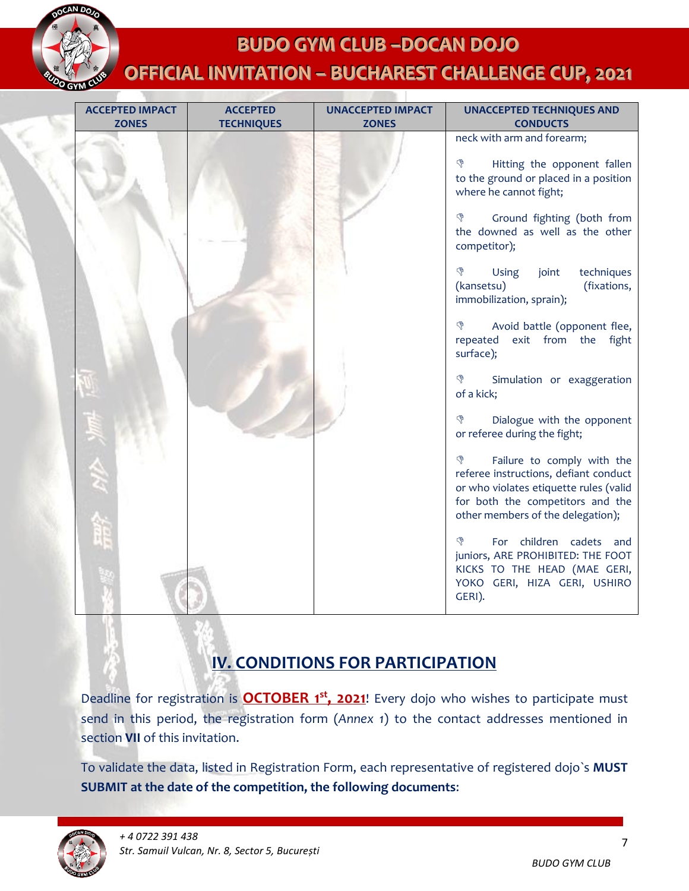| ACCEPTED IMPACT ZONES | ACCEPTED TECHNIQUES | UNACCEPTED IMPACT ZONES | UNACCEPTED TECHNIQUES AND CONDUCTS |
|---|---|---|---|
| | | | neck with arm and forearm;<br><br>Hitting the opponent fallen to the ground or placed in a position where he cannot fight;<br><br>Ground fighting (both from the downed as well as the other competitor);<br><br>Using joint techniques (kansetsu) (fixations, immobilization, sprain);<br><br>Avoid battle (opponent flee, repeated exit from the fight surface);<br><br>Simulation or exaggeration of a kick;<br><br>Dialogue with the opponent or referee during the fight;<br><br>Failure to comply with the referee instructions, defiant conduct or who violates etiquette rules (valid for both the competitors and the other members of the delegation);<br><br>For children cadets and juniors, ARE PROHIBITED: THE FOOT KICKS TO THE HEAD (MAE GERI, YOKO GERI, HIZA GERI, USHIRO GERI). |

## IV. CONDITIONS FOR PARTICIPATION

Deadline for registration is **OCTOBER 1st, 2021**! Every dojo who wishes to participate must send in this period, the registration form (*Annex 1*) to the contact addresses mentioned in section **VII** of this invitation.

To validate the data, listed in Registration Form, each representative of registered dojo`s **MUST SUBMIT at the date of the competition, the following documents**: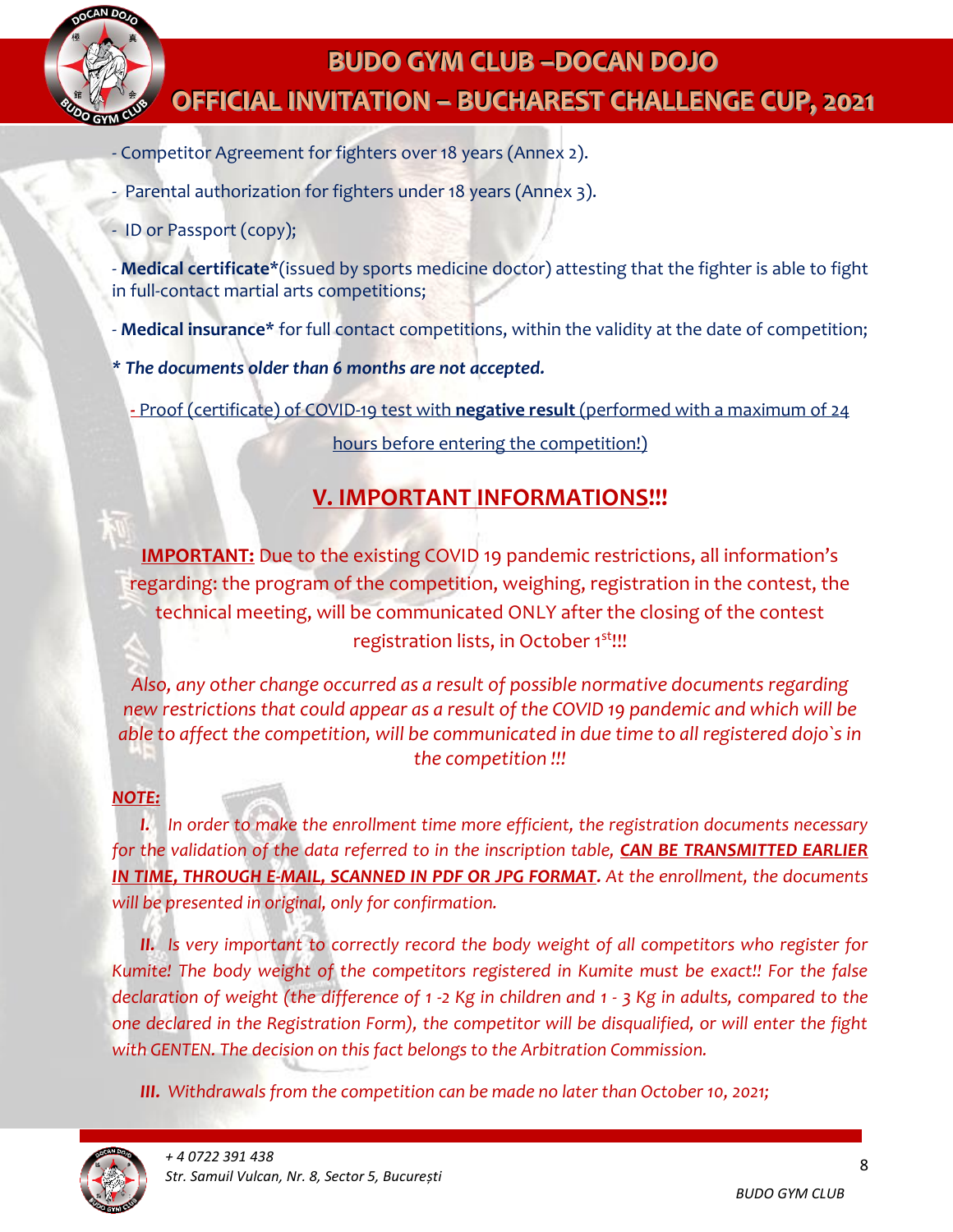- Competitor Agreement for fighters over 18 years (Annex 2).

- Parental authorization for fighters under 18 years (Annex 3).

- ID or Passport (copy);

- **Medical certificate***(issued by sports medicine doctor) attesting that the fighter is able to fight in full-contact martial arts competitions;

- **Medical insurance*** for full contact competitions, within the validity at the date of competition;

***\* The documents older than 6 months are not accepted.***

- Proof (certificate) of COVID-19 test with **negative result** (performed with a maximum of 24 hours before entering the competition!)

## V. IMPORTANT INFORMATIONS!!!

**IMPORTANT:** Due to the existing COVID 19 pandemic restrictions, all information's regarding: the program of the competition, weighing, registration in the contest, the technical meeting, will be communicated ONLY after the closing of the contest registration lists, in October 1st!!!

*Also, any other change occurred as a result of possible normative documents regarding new restrictions that could appear as a result of the COVID 19 pandemic and which will be able to affect the competition, will be communicated in due time to all registered dojo`s in the competition !!!*

***NOTE:***

***I.*** *In order to make the enrollment time more efficient, the registration documents necessary for the validation of the data referred to in the inscription table,* ***CAN BE TRANSMITTED EARLIER IN TIME, THROUGH E-MAIL, SCANNED IN PDF OR JPG FORMAT****. At the enrollment, the documents will be presented in original, only for confirmation.*

***II.*** *Is very important to correctly record the body weight of all competitors who register for Kumite! The body weight of the competitors registered in Kumite must be exact!! For the false declaration of weight (the difference of 1 -2 Kg in children and 1 - 3 Kg in adults, compared to the one declared in the Registration Form), the competitor will be disqualified, or will enter the fight with GENTEN. The decision on this fact belongs to the Arbitration Commission.*

***III.*** *Withdrawals from the competition can be made no later than October 10, 2021;*

*+ 4 0722 391 438*
*Str. Samuil Vulcan, Nr. 8, Sector 5, București*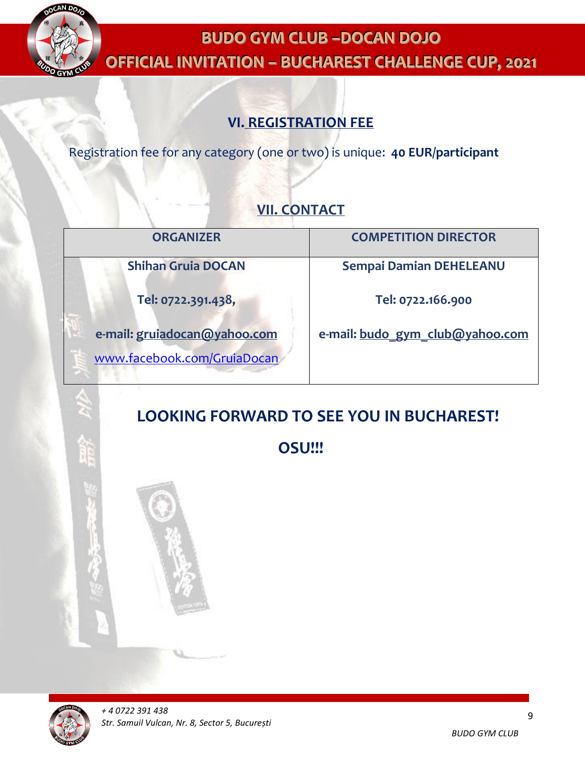## VI. REGISTRATION FEE

Registration fee for any category (one or two) is unique: **40 EUR/participant**

## VII. CONTACT

| ORGANIZER | COMPETITION DIRECTOR |
|---|---|
| **Shihan Gruia DOCAN**<br><br>**Tel: 0722.391.438,**<br><br>**e-mail: gruiadocan@yahoo.com**<br>www.facebook.com/GruiaDocan | **Sempai Damian DEHELEANU**<br><br>**Tel: 0722.166.900**<br><br>**e-mail: budo_gym_club@yahoo.com** |

## LOOKING FORWARD TO SEE YOU IN BUCHAREST!

## OSU!!!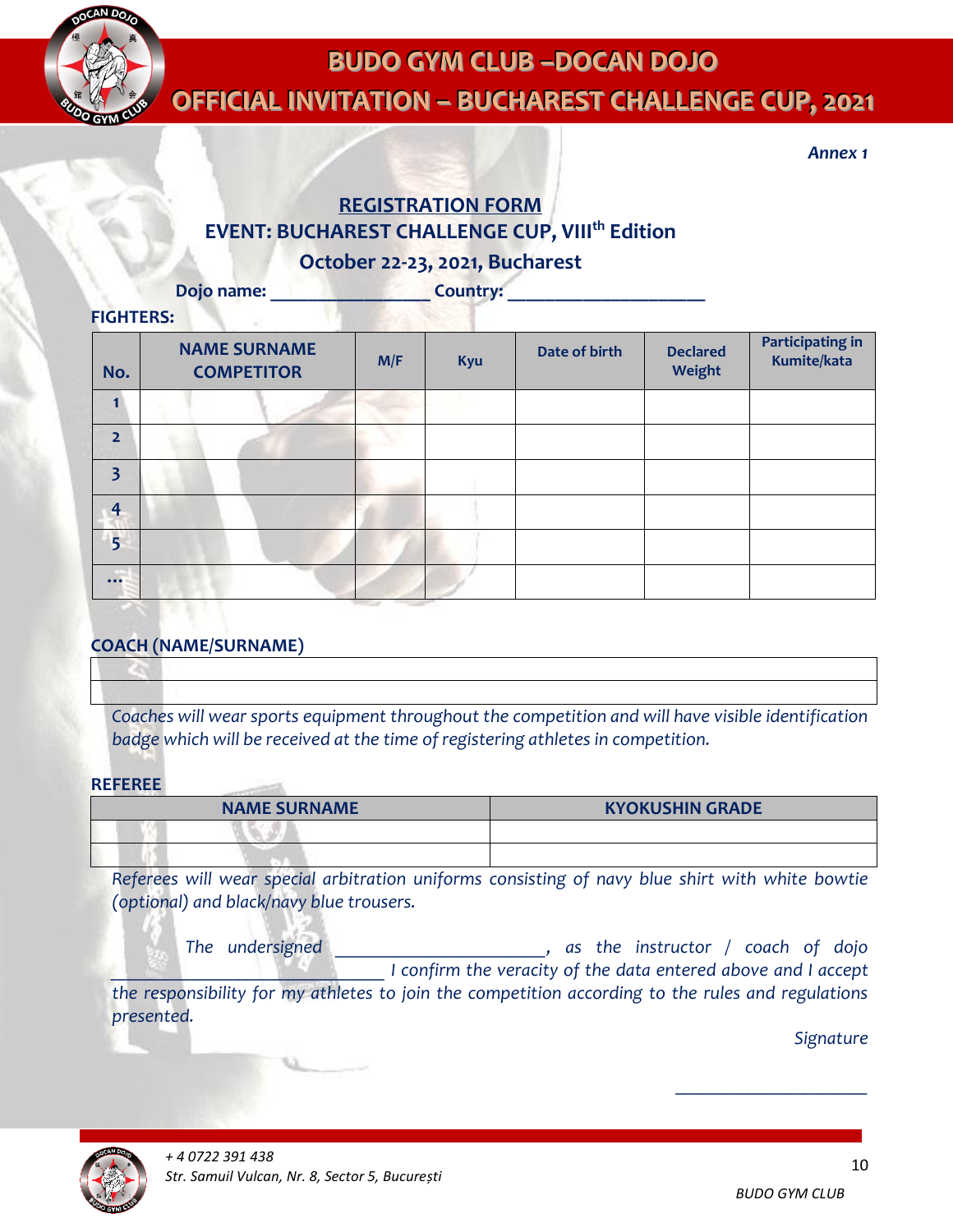*Annex 1*

## REGISTRATION FORM

### EVENT: BUCHAREST CHALLENGE CUP, VIII$^{th}$ Edition

### October 22-23, 2021, Bucharest

**Dojo name:** _________________ **Country:** _____________________

**FIGHTERS:**

| No. | NAME SURNAME COMPETITOR | M/F | Kyu | Date of birth | Declared Weight | Participating in Kumite/kata |
|---|---|---|---|---|---|---|
| 1 | | | | | | |
| 2 | | | | | | |
| 3 | | | | | | |
| 4 | | | | | | |
| 5 | | | | | | |
| ... | | | | | | |

**COACH (NAME/SURNAME)**

| |
|---|
| |
| |

*Coaches will wear sports equipment throughout the competition and will have visible identification badge which will be received at the time of registering athletes in competition.*

**REFEREE**

| NAME SURNAME | KYOKUSHIN GRADE |
|---|---|
| | |
| | |

*Referees will wear special arbitration uniforms consisting of navy blue shirt with white bowtie (optional) and black/navy blue trousers.*

*The undersigned ______________________, as the instructor / coach of dojo ____________________________ I confirm the veracity of the data entered above and I accept the responsibility for my athletes to join the competition according to the rules and regulations presented.*

*Signature*

____________________

*+ 4 0722 391 438*
*Str. Samuil Vulcan, Nr. 8, Sector 5, București*

*BUDO GYM CLUB*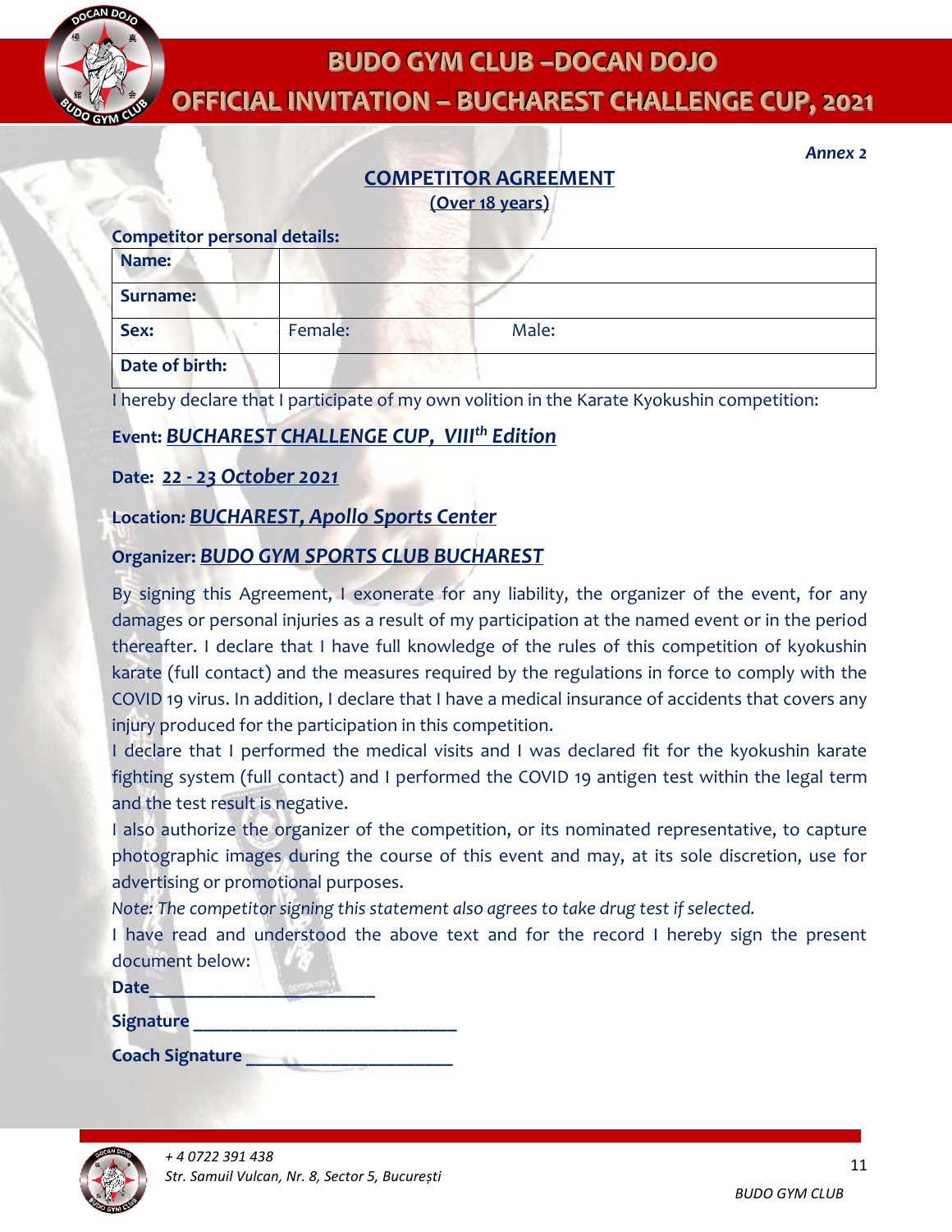*Annex 2*

## COMPETITOR AGREEMENT

**(Over 18 years)**

**Competitor personal details:**

| | | |
|---|---|---|
| **Name:** | | |
| **Surname:** | | |
| **Sex:** | Female: | Male: |
| **Date of birth:** | | |

I hereby declare that I participate of my own volition in the Karate Kyokushin competition:

**Event:** ***BUCHAREST CHALLENGE CUP, VIII$^{th}$ Edition***

**Date:** ***22 - 23 October 2021***

**Location:** ***BUCHAREST, Apollo Sports Center***

**Organizer:** ***BUDO GYM SPORTS CLUB BUCHAREST***

By signing this Agreement, I exonerate for any liability, the organizer of the event, for any damages or personal injuries as a result of my participation at the named event or in the period thereafter. I declare that I have full knowledge of the rules of this competition of kyokushin karate (full contact) and the measures required by the regulations in force to comply with the COVID 19 virus. In addition, I declare that I have a medical insurance of accidents that covers any injury produced for the participation in this competition.

I declare that I performed the medical visits and I was declared fit for the kyokushin karate fighting system (full contact) and I performed the COVID 19 antigen test within the legal term and the test result is negative.

I also authorize the organizer of the competition, or its nominated representative, to capture photographic images during the course of this event and may, at its sole discretion, use for advertising or promotional purposes.

*Note: The competitor signing this statement also agrees to take drug test if selected.*

I have read and understood the above text and for the record I hereby sign the present document below:

**Date**________________________

**Signature** ____________________________

**Coach Signature** ______________________

*+ 4 0722 391 438*
*Str. Samuil Vulcan, Nr. 8, Sector 5, București*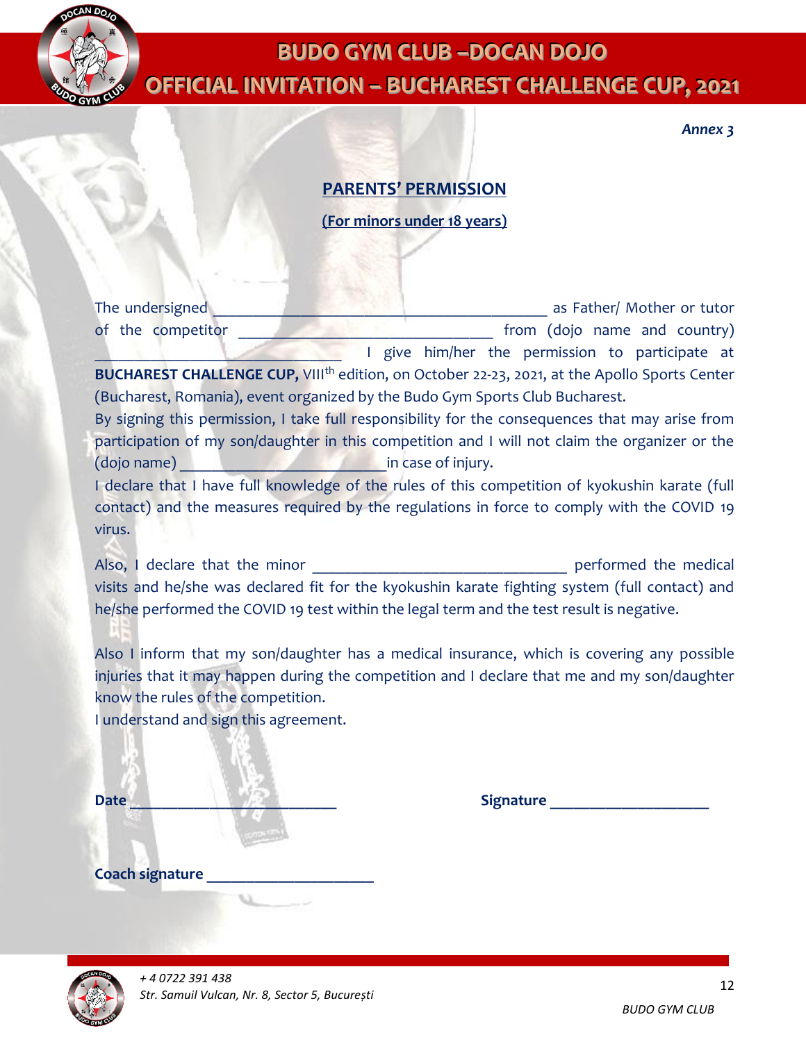*Annex 3*

## PARENTS' PERMISSION

**(For minors under 18 years)**

The undersigned ________________________________________ as Father/ Mother or tutor of the competitor ______________________________ from (dojo name and country) ______________________________ I give him/her the permission to participate at **BUCHAREST CHALLENGE CUP,** VIII$^{th}$ edition, on October 22-23, 2021, at the Apollo Sports Center (Bucharest, Romania), event organized by the Budo Gym Sports Club Bucharest.

By signing this permission, I take full responsibility for the consequences that may arise from participation of my son/daughter in this competition and I will not claim the organizer or the (dojo name) _________________________ in case of injury.

I declare that I have full knowledge of the rules of this competition of kyokushin karate (full contact) and the measures required by the regulations in force to comply with the COVID 19 virus.

Also, I declare that the minor ______________________________ performed the medical visits and he/she was declared fit for the kyokushin karate fighting system (full contact) and he/she performed the COVID 19 test within the legal term and the test result is negative.

Also I inform that my son/daughter has a medical insurance, which is covering any possible injuries that it may happen during the competition and I declare that me and my son/daughter know the rules of the competition.

I understand and sign this agreement.

**Date** _________________________ **Signature** ____________________

**Coach signature** ____________________

*+ 4 0722 391 438*

*Str. Samuil Vulcan, Nr. 8, Sector 5, București*

*BUDO GYM CLUB*